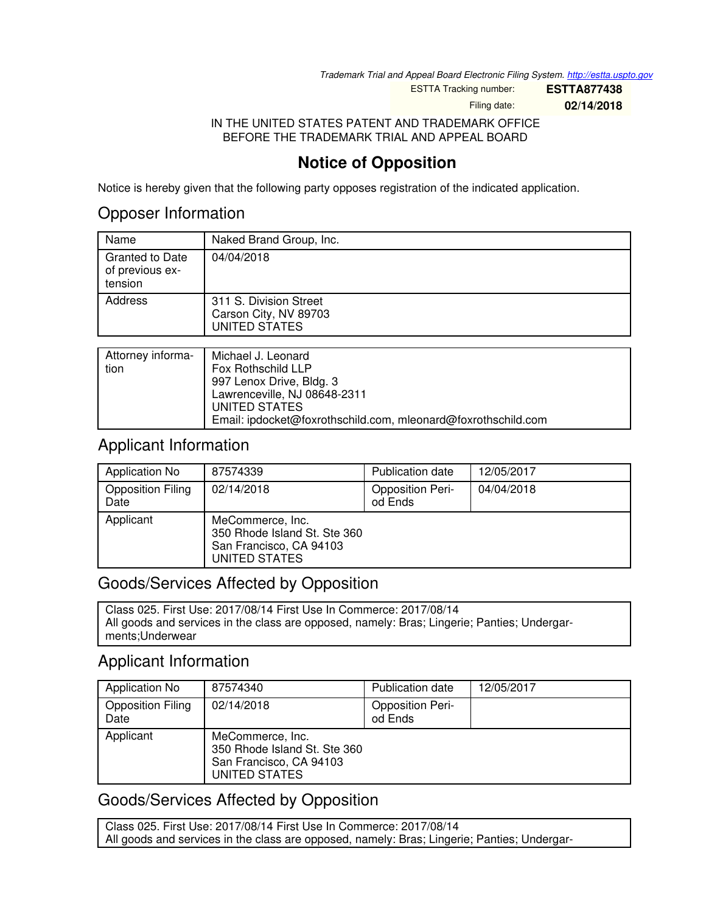*Trademark Trial and Appeal Board Electronic Filing System. http://estta.uspto.gov*

| ESTTA Tracking number: | **ESTTA877438** |
|---|---|
| Filing date: | **02/14/2018** |

IN THE UNITED STATES PATENT AND TRADEMARK OFFICE
BEFORE THE TRADEMARK TRIAL AND APPEAL BOARD

# Notice of Opposition

Notice is hereby given that the following party opposes registration of the indicated application.

## Opposer Information

| Name | Naked Brand Group, Inc. |
|---|---|
| Granted to Date of previous extension | 04/04/2018 |
| Address | 311 S. Division Street<br>Carson City, NV 89703<br>UNITED STATES |

| Attorney information | Michael J. Leonard<br>Fox Rothschild LLP<br>997 Lenox Drive, Bldg. 3<br>Lawrenceville, NJ 08648-2311<br>UNITED STATES<br>Email: ipdocket@foxrothschild.com, mleonard@foxrothschild.com |
|---|---|

## Applicant Information

| Application No | 87574339 | Publication date | 12/05/2017 |
|---|---|---|---|
| Opposition Filing Date | 02/14/2018 | Opposition Period Ends | 04/04/2018 |
| Applicant | MeCommerce, Inc.<br>350 Rhode Island St. Ste 360<br>San Francisco, CA 94103<br>UNITED STATES | | |

## Goods/Services Affected by Opposition

Class 025. First Use: 2017/08/14 First Use In Commerce: 2017/08/14
All goods and services in the class are opposed, namely: Bras; Lingerie; Panties; Undergarments;Underwear

## Applicant Information

| Application No | 87574340 | Publication date | 12/05/2017 |
|---|---|---|---|
| Opposition Filing Date | 02/14/2018 | Opposition Period Ends | |
| Applicant | MeCommerce, Inc.<br>350 Rhode Island St. Ste 360<br>San Francisco, CA 94103<br>UNITED STATES | | |

## Goods/Services Affected by Opposition

Class 025. First Use: 2017/08/14 First Use In Commerce: 2017/08/14
All goods and services in the class are opposed, namely: Bras; Lingerie; Panties; Undergar-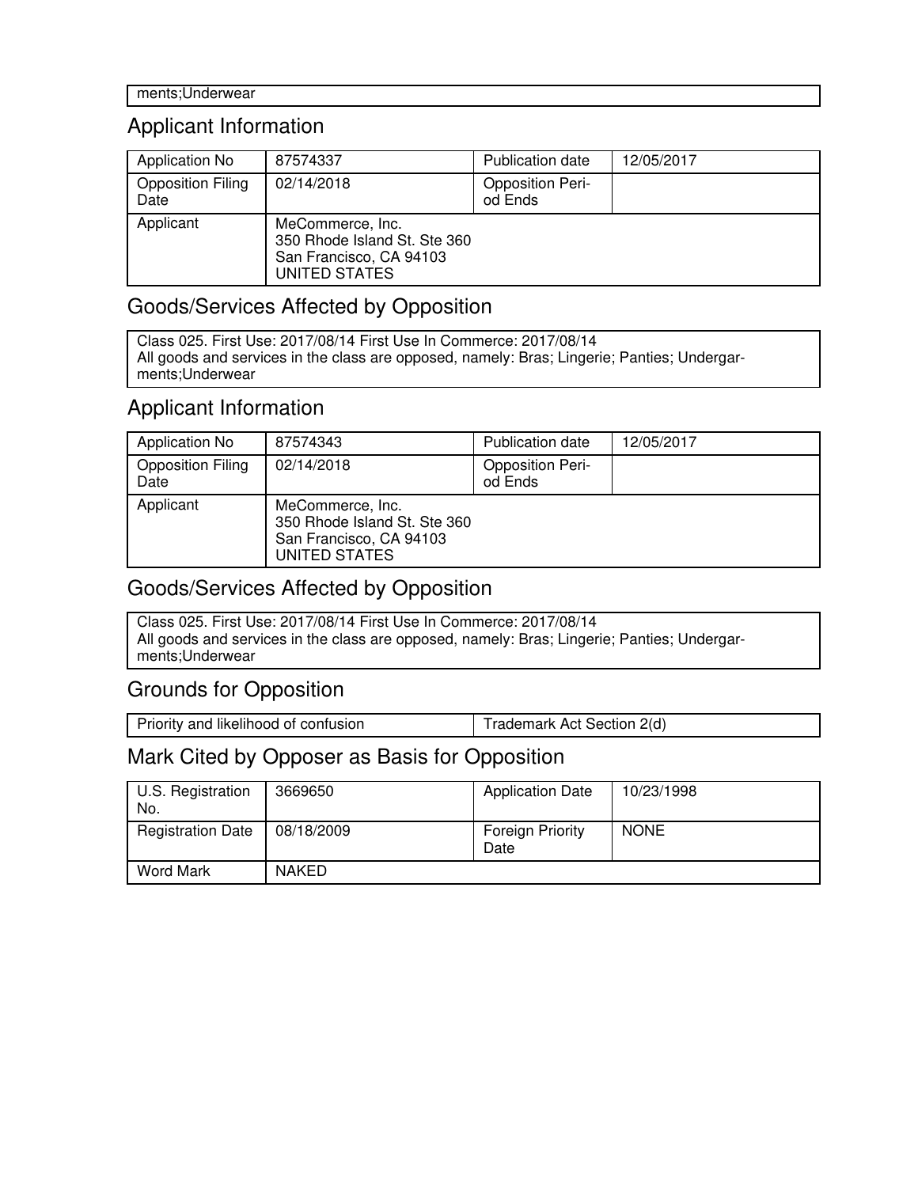ments;Underwear

## Applicant Information

| Application No | 87574337 | Publication date | 12/05/2017 |
| --- | --- | --- | --- |
| Opposition Filing Date | 02/14/2018 | Opposition Period Ends | |
| Applicant | MeCommerce, Inc.<br>350 Rhode Island St. Ste 360<br>San Francisco, CA 94103<br>UNITED STATES | | |

## Goods/Services Affected by Opposition

Class 025. First Use: 2017/08/14 First Use In Commerce: 2017/08/14
All goods and services in the class are opposed, namely: Bras; Lingerie; Panties; Undergarments;Underwear

## Applicant Information

| Application No | 87574343 | Publication date | 12/05/2017 |
| --- | --- | --- | --- |
| Opposition Filing Date | 02/14/2018 | Opposition Period Ends | |
| Applicant | MeCommerce, Inc.<br>350 Rhode Island St. Ste 360<br>San Francisco, CA 94103<br>UNITED STATES | | |

## Goods/Services Affected by Opposition

Class 025. First Use: 2017/08/14 First Use In Commerce: 2017/08/14
All goods and services in the class are opposed, namely: Bras; Lingerie; Panties; Undergarments;Underwear

## Grounds for Opposition

| Priority and likelihood of confusion | Trademark Act Section 2(d) |
| --- | --- |

## Mark Cited by Opposer as Basis for Opposition

| U.S. Registration No. | 3669650 | Application Date | 10/23/1998 |
| --- | --- | --- | --- |
| Registration Date | 08/18/2009 | Foreign Priority Date | NONE |
| Word Mark | NAKED | | |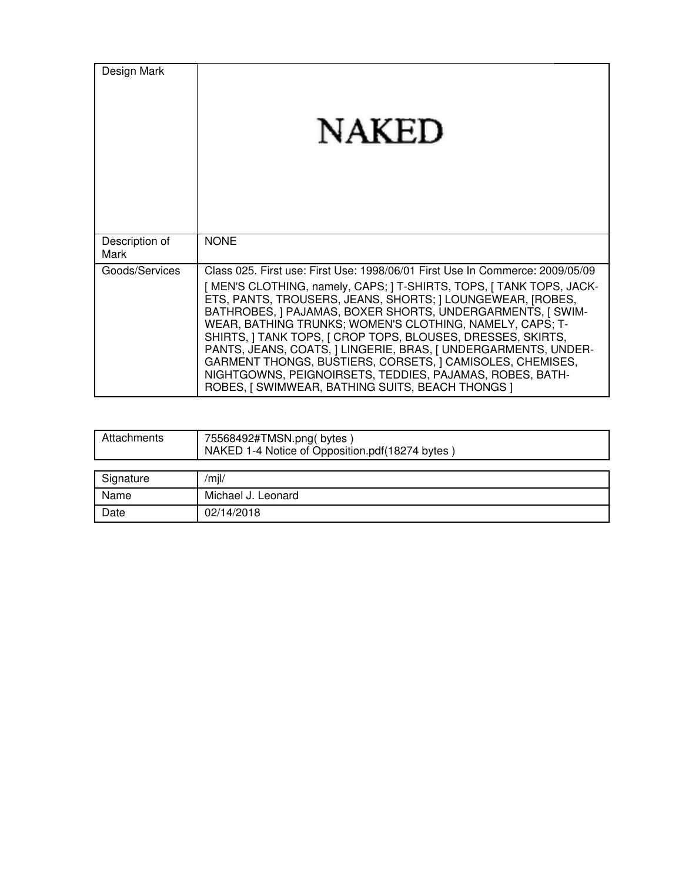| Design Mark | NAKED |
| --- | --- |
| Description of Mark | NONE |
| Goods/Services | Class 025. First use: First Use: 1998/06/01 First Use In Commerce: 2009/05/09<br>[ MEN'S CLOTHING, namely, CAPS; ] T-SHIRTS, TOPS, [ TANK TOPS, JACKETS, PANTS, TROUSERS, JEANS, SHORTS; ] LOUNGEWEAR, [ROBES, BATHROBES, ] PAJAMAS, BOXER SHORTS, UNDERGARMENTS, [ SWIMWEAR, BATHING TRUNKS; WOMEN'S CLOTHING, NAMELY, CAPS; T-SHIRTS, ] TANK TOPS, [ CROP TOPS, BLOUSES, DRESSES, SKIRTS, PANTS, JEANS, COATS, ] LINGERIE, BRAS, [ UNDERGARMENTS, UNDERGARMENT THONGS, BUSTIERS, CORSETS, ] CAMISOLES, CHEMISES, NIGHTGOWNS, PEIGNOIRSETS, TEDDIES, PAJAMAS, ROBES, BATHROBES, [ SWIMWEAR, BATHING SUITS, BEACH THONGS ] |

| Attachments | 75568492#TMSN.png( bytes )<br>NAKED 1-4 Notice of Opposition.pdf(18274 bytes ) |
| --- | --- |

| Signature | /mjl/ |
| --- | --- |
| Name | Michael J. Leonard |
| Date | 02/14/2018 |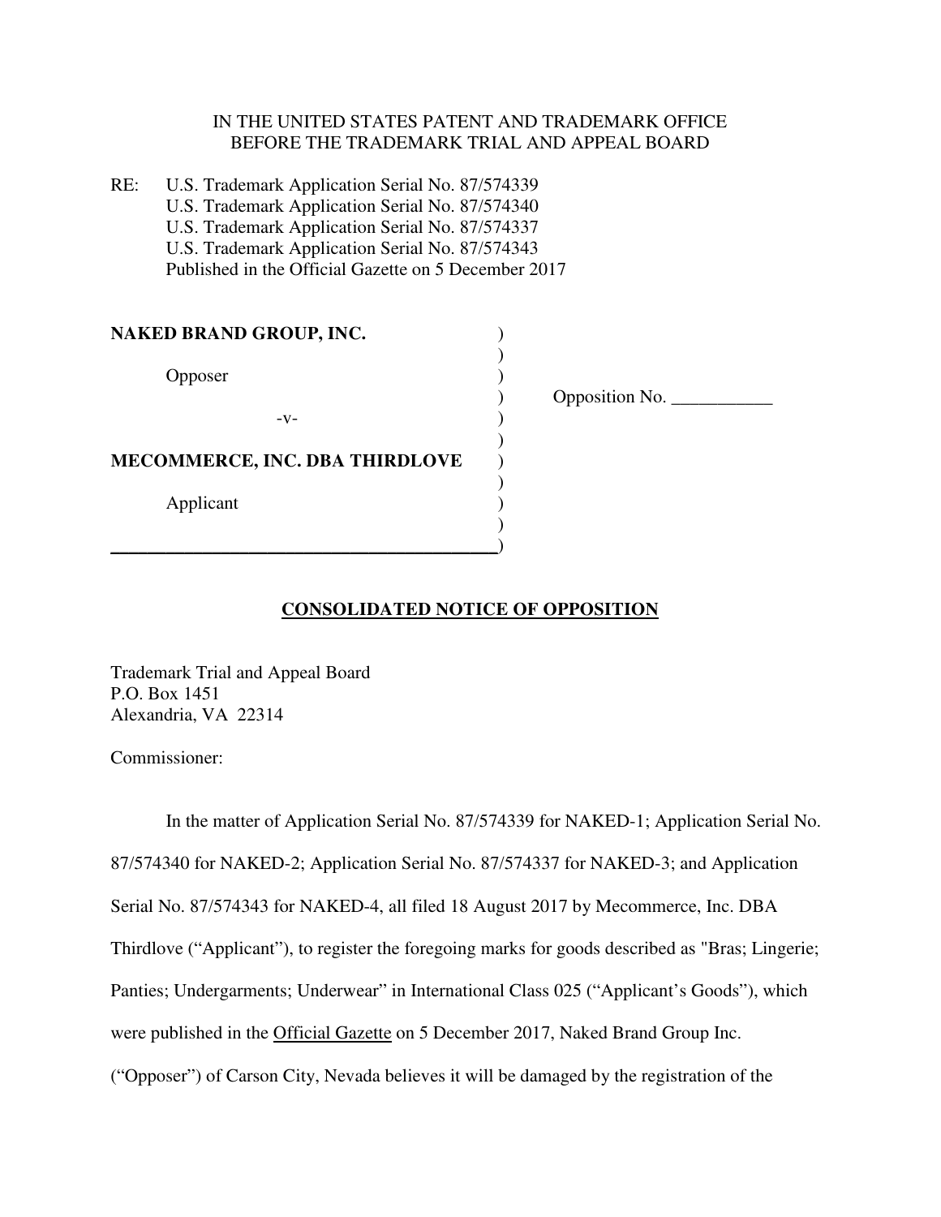IN THE UNITED STATES PATENT AND TRADEMARK OFFICE
BEFORE THE TRADEMARK TRIAL AND APPEAL BOARD

RE: U.S. Trademark Application Serial No. 87/574339
U.S. Trademark Application Serial No. 87/574340
U.S. Trademark Application Serial No. 87/574337
U.S. Trademark Application Serial No. 87/574343
Published in the Official Gazette on 5 December 2017

| | |
|---|---|
| **NAKED BRAND GROUP, INC.** | ) |
| Opposer | ) |
| -v- | ) Opposition No. ___________ |
| **MECOMMERCE, INC. DBA THIRDLOVE** | ) |
| Applicant | ) |

## CONSOLIDATED NOTICE OF OPPOSITION

Trademark Trial and Appeal Board
P.O. Box 1451
Alexandria, VA 22314

Commissioner:

In the matter of Application Serial No. 87/574339 for NAKED-1; Application Serial No. 87/574340 for NAKED-2; Application Serial No. 87/574337 for NAKED-3; and Application Serial No. 87/574343 for NAKED-4, all filed 18 August 2017 by Mecommerce, Inc. DBA Thirdlove ("Applicant"), to register the foregoing marks for goods described as "Bras; Lingerie; Panties; Undergarments; Underwear" in International Class 025 ("Applicant's Goods"), which were published in the Official Gazette on 5 December 2017, Naked Brand Group Inc. ("Opposer") of Carson City, Nevada believes it will be damaged by the registration of the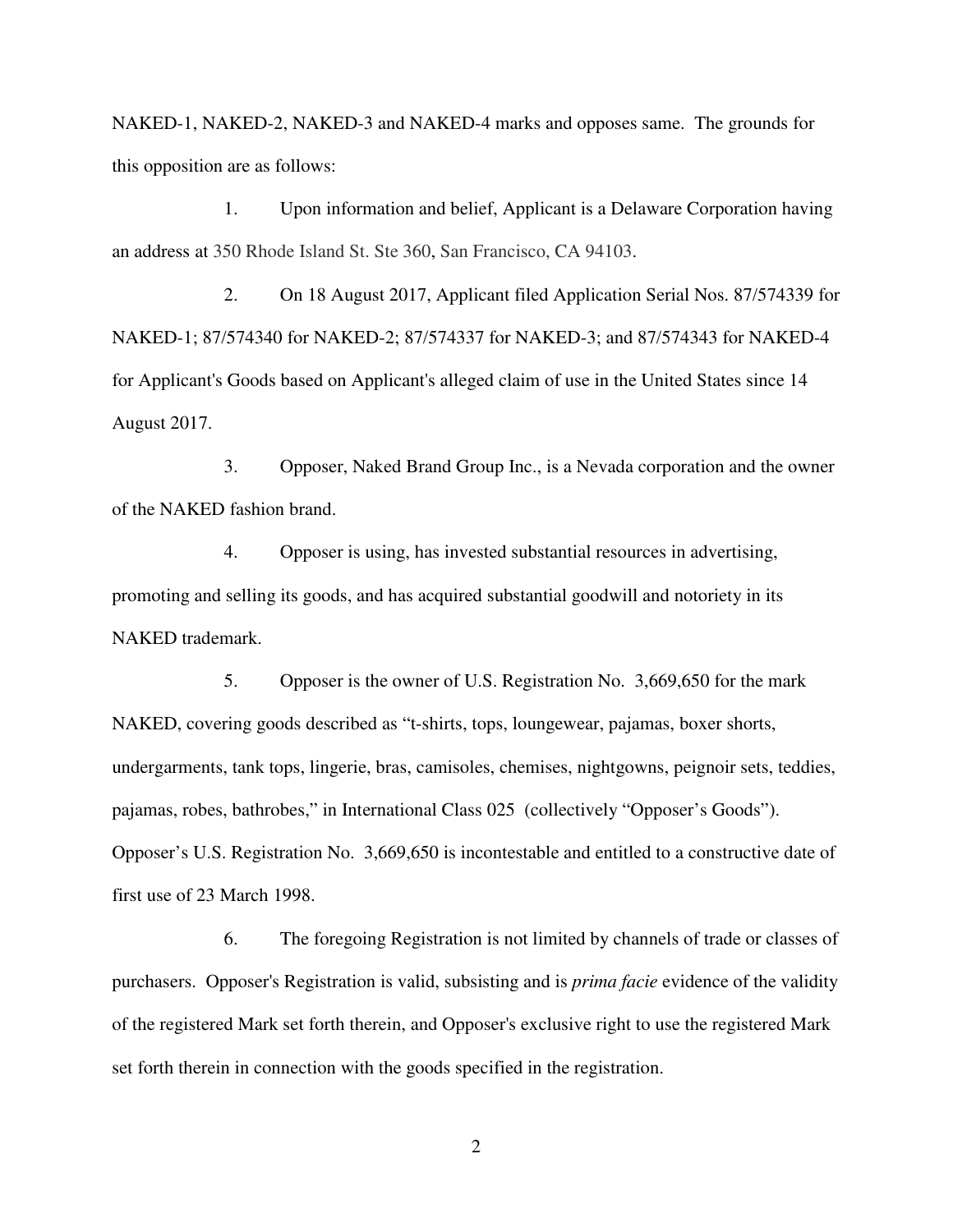NAKED-1, NAKED-2, NAKED-3 and NAKED-4 marks and opposes same. The grounds for this opposition are as follows:

1. Upon information and belief, Applicant is a Delaware Corporation having an address at 350 Rhode Island St. Ste 360, San Francisco, CA 94103.

2. On 18 August 2017, Applicant filed Application Serial Nos. 87/574339 for NAKED-1; 87/574340 for NAKED-2; 87/574337 for NAKED-3; and 87/574343 for NAKED-4 for Applicant's Goods based on Applicant's alleged claim of use in the United States since 14 August 2017.

3. Opposer, Naked Brand Group Inc., is a Nevada corporation and the owner of the NAKED fashion brand.

4. Opposer is using, has invested substantial resources in advertising, promoting and selling its goods, and has acquired substantial goodwill and notoriety in its NAKED trademark.

5. Opposer is the owner of U.S. Registration No. 3,669,650 for the mark NAKED, covering goods described as "t-shirts, tops, loungewear, pajamas, boxer shorts, undergarments, tank tops, lingerie, bras, camisoles, chemises, nightgowns, peignoir sets, teddies, pajamas, robes, bathrobes," in International Class 025 (collectively "Opposer's Goods"). Opposer's U.S. Registration No. 3,669,650 is incontestable and entitled to a constructive date of first use of 23 March 1998.

6. The foregoing Registration is not limited by channels of trade or classes of purchasers. Opposer's Registration is valid, subsisting and is *prima facie* evidence of the validity of the registered Mark set forth therein, and Opposer's exclusive right to use the registered Mark set forth therein in connection with the goods specified in the registration.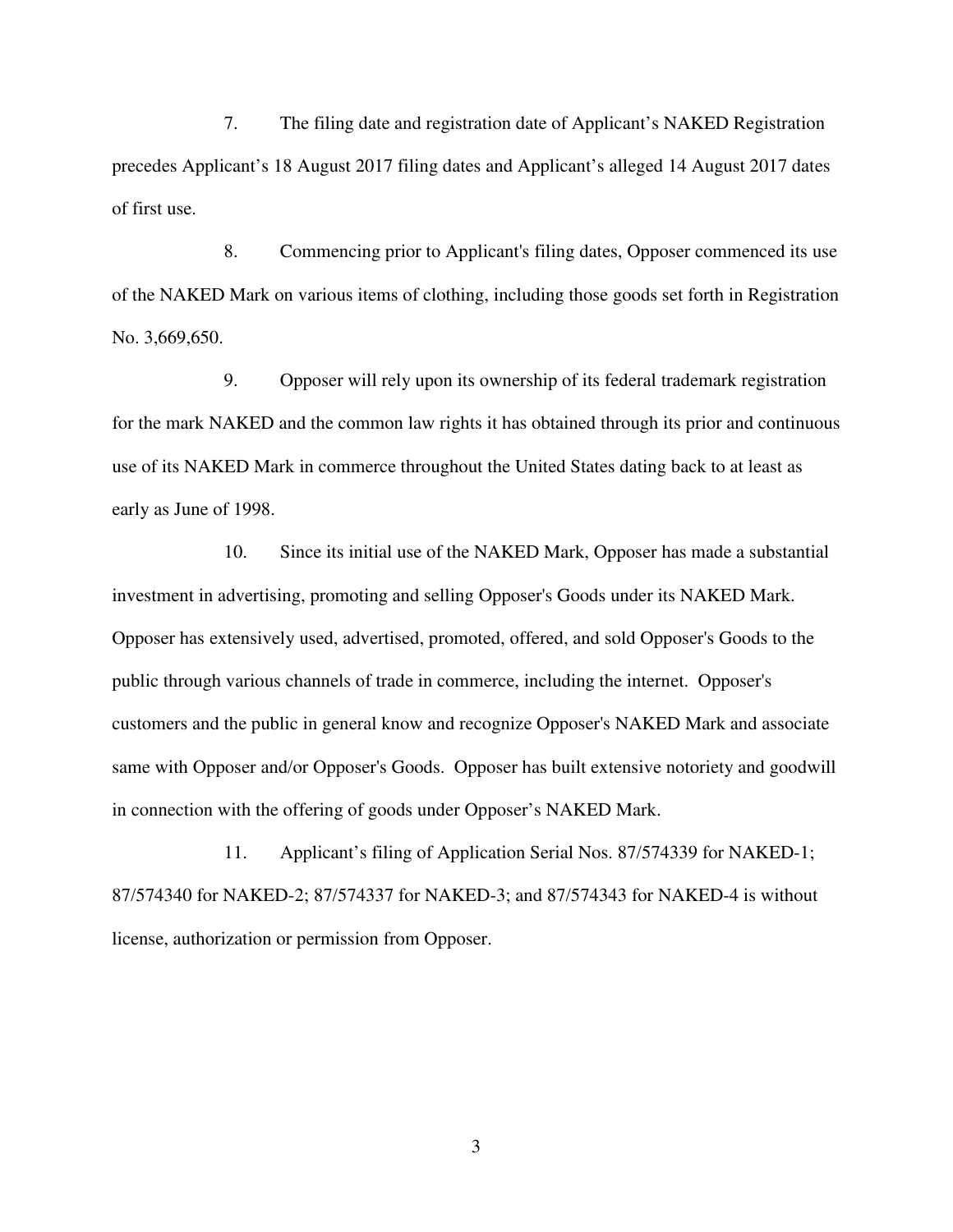7. The filing date and registration date of Applicant's NAKED Registration precedes Applicant's 18 August 2017 filing dates and Applicant's alleged 14 August 2017 dates of first use.

8. Commencing prior to Applicant's filing dates, Opposer commenced its use of the NAKED Mark on various items of clothing, including those goods set forth in Registration No. 3,669,650.

9. Opposer will rely upon its ownership of its federal trademark registration for the mark NAKED and the common law rights it has obtained through its prior and continuous use of its NAKED Mark in commerce throughout the United States dating back to at least as early as June of 1998.

10. Since its initial use of the NAKED Mark, Opposer has made a substantial investment in advertising, promoting and selling Opposer's Goods under its NAKED Mark. Opposer has extensively used, advertised, promoted, offered, and sold Opposer's Goods to the public through various channels of trade in commerce, including the internet. Opposer's customers and the public in general know and recognize Opposer's NAKED Mark and associate same with Opposer and/or Opposer's Goods. Opposer has built extensive notoriety and goodwill in connection with the offering of goods under Opposer's NAKED Mark.

11. Applicant's filing of Application Serial Nos. 87/574339 for NAKED-1; 87/574340 for NAKED-2; 87/574337 for NAKED-3; and 87/574343 for NAKED-4 is without license, authorization or permission from Opposer.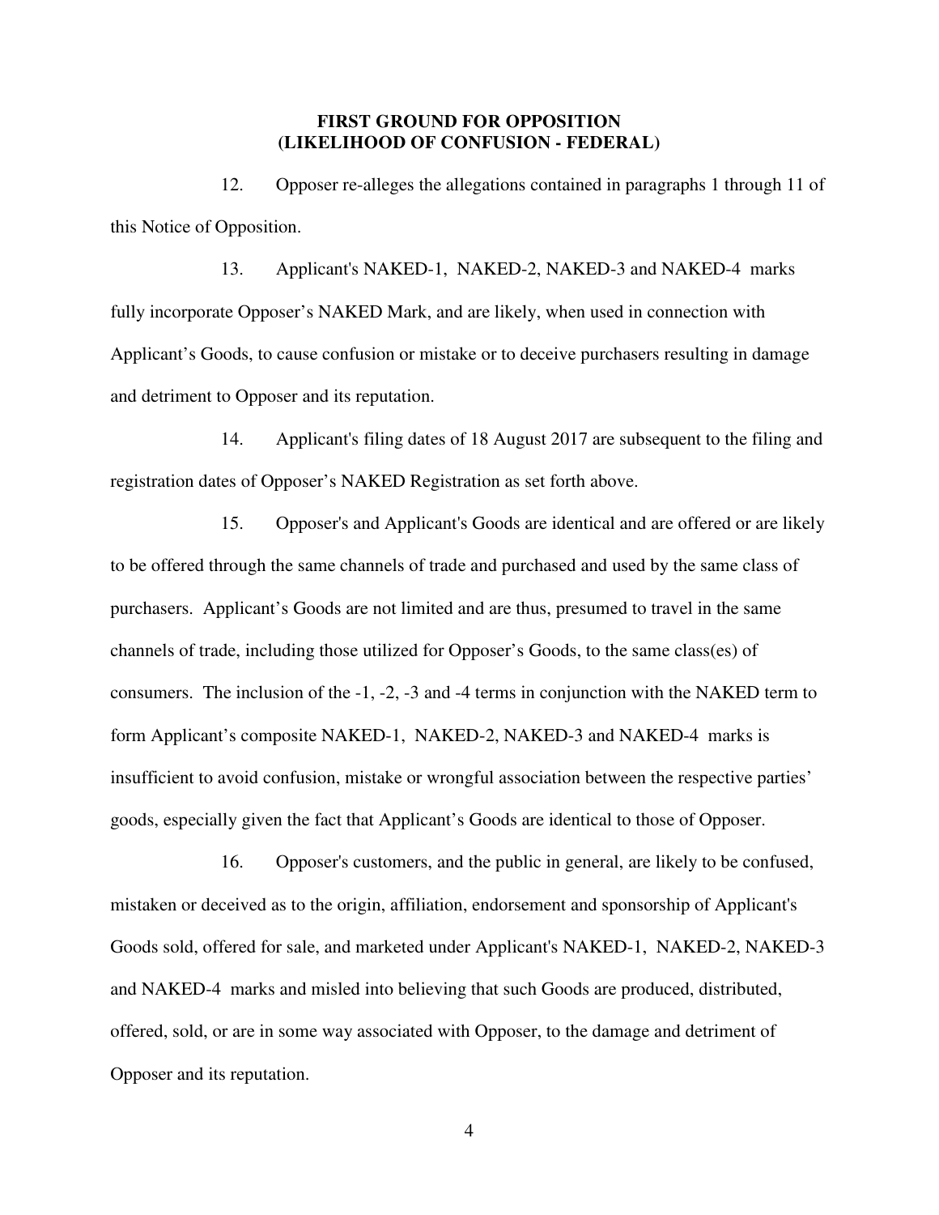**FIRST GROUND FOR OPPOSITION**
**(LIKELIHOOD OF CONFUSION - FEDERAL)**

12. Opposer re-alleges the allegations contained in paragraphs 1 through 11 of this Notice of Opposition.

13. Applicant's NAKED-1, NAKED-2, NAKED-3 and NAKED-4 marks fully incorporate Opposer's NAKED Mark, and are likely, when used in connection with Applicant's Goods, to cause confusion or mistake or to deceive purchasers resulting in damage and detriment to Opposer and its reputation.

14. Applicant's filing dates of 18 August 2017 are subsequent to the filing and registration dates of Opposer's NAKED Registration as set forth above.

15. Opposer's and Applicant's Goods are identical and are offered or are likely to be offered through the same channels of trade and purchased and used by the same class of purchasers. Applicant's Goods are not limited and are thus, presumed to travel in the same channels of trade, including those utilized for Opposer's Goods, to the same class(es) of consumers. The inclusion of the -1, -2, -3 and -4 terms in conjunction with the NAKED term to form Applicant's composite NAKED-1, NAKED-2, NAKED-3 and NAKED-4 marks is insufficient to avoid confusion, mistake or wrongful association between the respective parties' goods, especially given the fact that Applicant's Goods are identical to those of Opposer.

16. Opposer's customers, and the public in general, are likely to be confused, mistaken or deceived as to the origin, affiliation, endorsement and sponsorship of Applicant's Goods sold, offered for sale, and marketed under Applicant's NAKED-1, NAKED-2, NAKED-3 and NAKED-4 marks and misled into believing that such Goods are produced, distributed, offered, sold, or are in some way associated with Opposer, to the damage and detriment of Opposer and its reputation.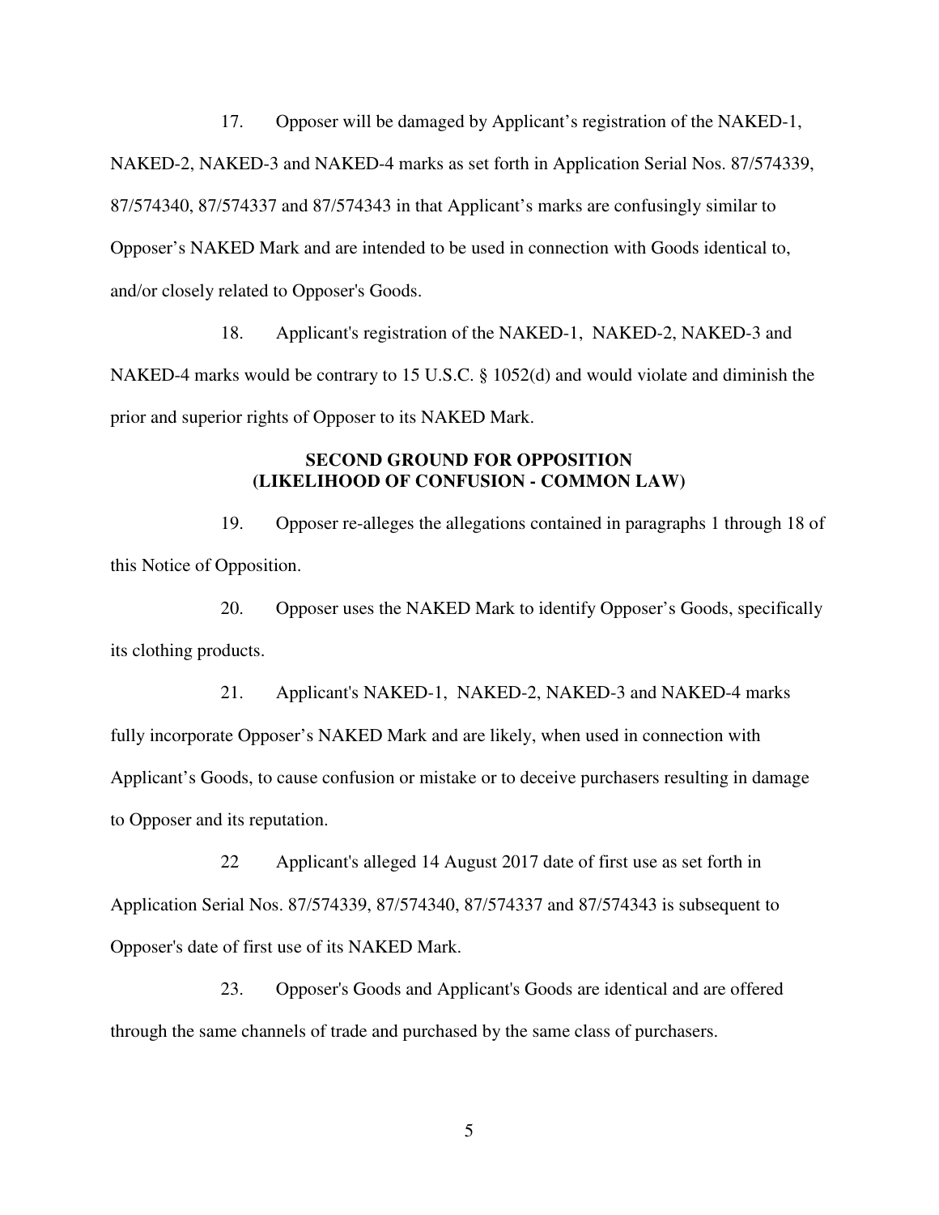17. Opposer will be damaged by Applicant's registration of the NAKED-1, NAKED-2, NAKED-3 and NAKED-4 marks as set forth in Application Serial Nos. 87/574339, 87/574340, 87/574337 and 87/574343 in that Applicant's marks are confusingly similar to Opposer's NAKED Mark and are intended to be used in connection with Goods identical to, and/or closely related to Opposer's Goods.

18. Applicant's registration of the NAKED-1, NAKED-2, NAKED-3 and NAKED-4 marks would be contrary to 15 U.S.C. § 1052(d) and would violate and diminish the prior and superior rights of Opposer to its NAKED Mark.

**SECOND GROUND FOR OPPOSITION**
**(LIKELIHOOD OF CONFUSION - COMMON LAW)**

19. Opposer re-alleges the allegations contained in paragraphs 1 through 18 of this Notice of Opposition.

20. Opposer uses the NAKED Mark to identify Opposer's Goods, specifically its clothing products.

21. Applicant's NAKED-1, NAKED-2, NAKED-3 and NAKED-4 marks fully incorporate Opposer's NAKED Mark and are likely, when used in connection with Applicant's Goods, to cause confusion or mistake or to deceive purchasers resulting in damage to Opposer and its reputation.

22 Applicant's alleged 14 August 2017 date of first use as set forth in Application Serial Nos. 87/574339, 87/574340, 87/574337 and 87/574343 is subsequent to Opposer's date of first use of its NAKED Mark.

23. Opposer's Goods and Applicant's Goods are identical and are offered through the same channels of trade and purchased by the same class of purchasers.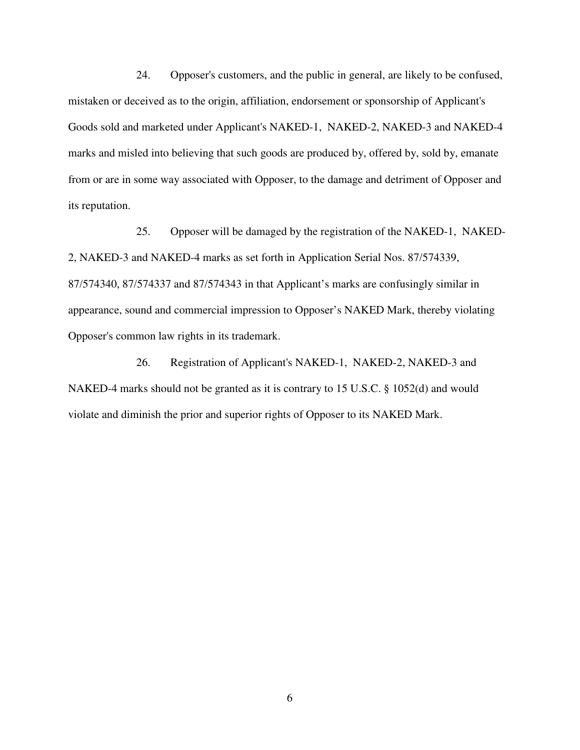24. Opposer's customers, and the public in general, are likely to be confused, mistaken or deceived as to the origin, affiliation, endorsement or sponsorship of Applicant's Goods sold and marketed under Applicant's NAKED-1, NAKED-2, NAKED-3 and NAKED-4 marks and misled into believing that such goods are produced by, offered by, sold by, emanate from or are in some way associated with Opposer, to the damage and detriment of Opposer and its reputation.

25. Opposer will be damaged by the registration of the NAKED-1, NAKED-2, NAKED-3 and NAKED-4 marks as set forth in Application Serial Nos. 87/574339, 87/574340, 87/574337 and 87/574343 in that Applicant's marks are confusingly similar in appearance, sound and commercial impression to Opposer's NAKED Mark, thereby violating Opposer's common law rights in its trademark.

26. Registration of Applicant's NAKED-1, NAKED-2, NAKED-3 and NAKED-4 marks should not be granted as it is contrary to 15 U.S.C. § 1052(d) and would violate and diminish the prior and superior rights of Opposer to its NAKED Mark.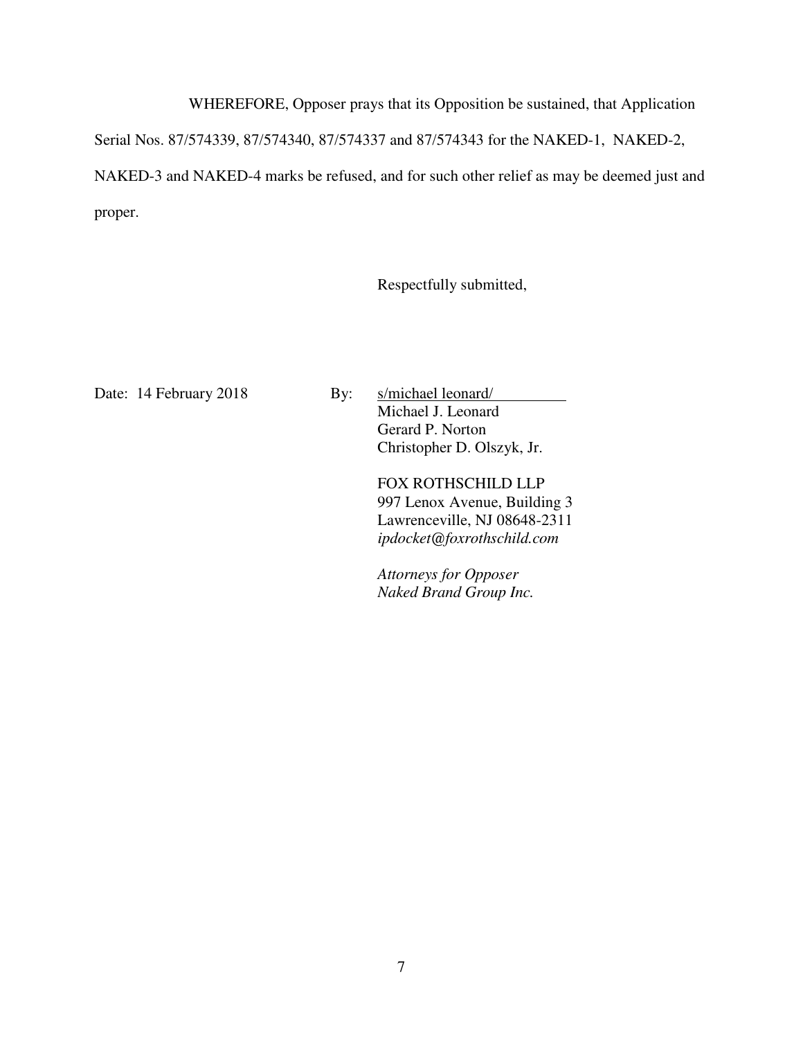WHEREFORE, Opposer prays that its Opposition be sustained, that Application Serial Nos. 87/574339, 87/574340, 87/574337 and 87/574343 for the NAKED-1, NAKED-2, NAKED-3 and NAKED-4 marks be refused, and for such other relief as may be deemed just and proper.

Respectfully submitted,

Date: 14 February 2018

By: s/michael leonard/
Michael J. Leonard
Gerard P. Norton
Christopher D. Olszyk, Jr.

FOX ROTHSCHILD LLP
997 Lenox Avenue, Building 3
Lawrenceville, NJ 08648-2311
*ipdocket@foxrothschild.com*

*Attorneys for Opposer*
*Naked Brand Group Inc.*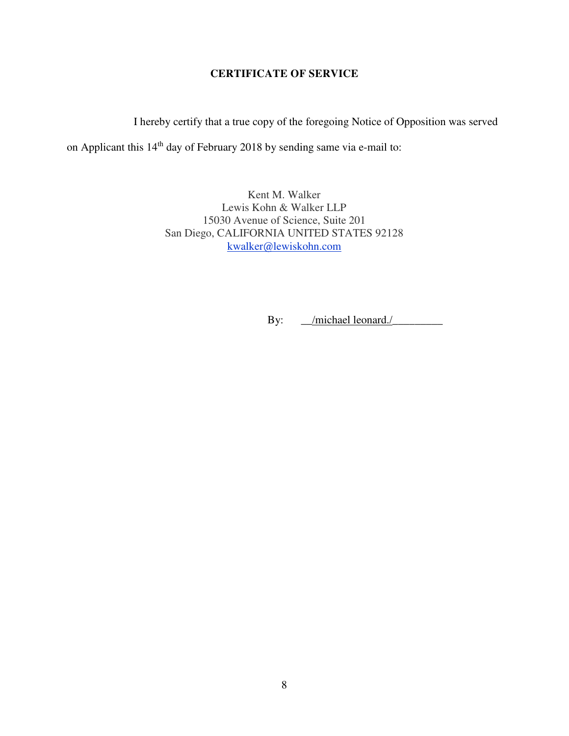**CERTIFICATE OF SERVICE**

I hereby certify that a true copy of the foregoing Notice of Opposition was served on Applicant this 14th day of February 2018 by sending same via e-mail to:

Kent M. Walker
Lewis Kohn & Walker LLP
15030 Avenue of Science, Suite 201
San Diego, CALIFORNIA UNITED STATES 92128
kwalker@lewiskohn.com

By: __/michael leonard./_________